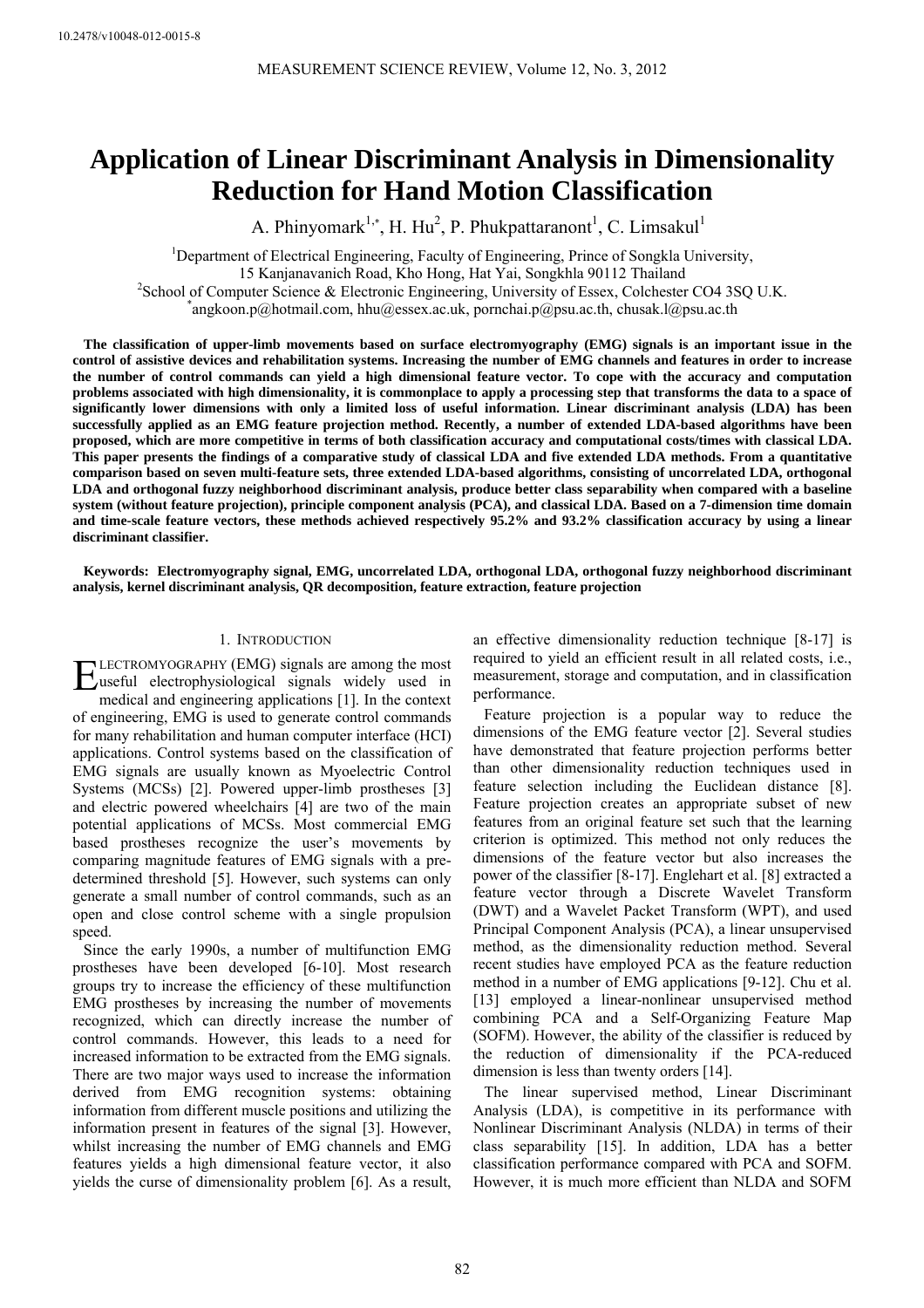10.2478/v10048-012-0015-8

# Application of Linear Discriminant Analysis in Dimensionality Reduction for Hand Motion Classification

A. Phinyomark[1,*], H. Hu[2], P. Phukpattaranont[1], C. Limsakul[1]

[1]Department of Electrical Engineering, Faculty of Engineering, Prince of Songkla University, 15 Kanjanavanich Road, Kho Hong, Hat Yai, Songkhla 90112 Thailand

[2]School of Computer Science & Electronic Engineering, University of Essex, Colchester CO4 3SQ U.K.

[*]angkoon.p@hotmail.com, hhu@essex.ac.uk, pornchai.p@psu.ac.th, chusak.l@psu.ac.th

**The classification of upper-limb movements based on surface electromyography (EMG) signals is an important issue in the control of assistive devices and rehabilitation systems. Increasing the number of EMG channels and features in order to increase the number of control commands can yield a high dimensional feature vector. To cope with the accuracy and computation problems associated with high dimensionality, it is commonplace to apply a processing step that transforms the data to a space of significantly lower dimensions with only a limited loss of useful information. Linear discriminant analysis (LDA) has been successfully applied as an EMG feature projection method. Recently, a number of extended LDA-based algorithms have been proposed, which are more competitive in terms of both classification accuracy and computational costs/times with classical LDA. This paper presents the findings of a comparative study of classical LDA and five extended LDA methods. From a quantitative comparison based on seven multi-feature sets, three extended LDA-based algorithms, consisting of uncorrelated LDA, orthogonal LDA and orthogonal fuzzy neighborhood discriminant analysis, produce better class separability when compared with a baseline system (without feature projection), principle component analysis (PCA), and classical LDA. Based on a 7-dimension time domain and time-scale feature vectors, these methods achieved respectively 95.2% and 93.2% classification accuracy by using a linear discriminant classifier.**

**Keywords:** **Electromyography signal, EMG, uncorrelated LDA, orthogonal LDA, orthogonal fuzzy neighborhood discriminant analysis, kernel discriminant analysis, QR decomposition, feature extraction, feature projection**

## 1. Introduction

Electromyography (EMG) signals are among the most useful electrophysiological signals widely used in medical and engineering applications [1]. In the context of engineering, EMG is used to generate control commands for many rehabilitation and human computer interface (HCI) applications. Control systems based on the classification of EMG signals are usually known as Myoelectric Control Systems (MCSs) [2]. Powered upper-limb prostheses [3] and electric powered wheelchairs [4] are two of the main potential applications of MCSs. Most commercial EMG based prostheses recognize the user's movements by comparing magnitude features of EMG signals with a pre-determined threshold [5]. However, such systems can only generate a small number of control commands, such as an open and close control scheme with a single propulsion speed.

Since the early 1990s, a number of multifunction EMG prostheses have been developed [6-10]. Most research groups try to increase the efficiency of these multifunction EMG prostheses by increasing the number of movements recognized, which can directly increase the number of control commands. However, this leads to a need for increased information to be extracted from the EMG signals. There are two major ways used to increase the information derived from EMG recognition systems: obtaining information from different muscle positions and utilizing the information present in features of the signal [3]. However, whilst increasing the number of EMG channels and EMG features yields a high dimensional feature vector, it also yields the curse of dimensionality problem [6]. As a result, an effective dimensionality reduction technique [8-17] is required to yield an efficient result in all related costs, i.e., measurement, storage and computation, and in classification performance.

Feature projection is a popular way to reduce the dimensions of the EMG feature vector [2]. Several studies have demonstrated that feature projection performs better than other dimensionality reduction techniques used in feature selection including the Euclidean distance [8]. Feature projection creates an appropriate subset of new features from an original feature set such that the learning criterion is optimized. This method not only reduces the dimensions of the feature vector but also increases the power of the classifier [8-17]. Englehart et al. [8] extracted a feature vector through a Discrete Wavelet Transform (DWT) and a Wavelet Packet Transform (WPT), and used Principal Component Analysis (PCA), a linear unsupervised method, as the dimensionality reduction method. Several recent studies have employed PCA as the feature reduction method in a number of EMG applications [9-12]. Chu et al. [13] employed a linear-nonlinear unsupervised method combining PCA and a Self-Organizing Feature Map (SOFM). However, the ability of the classifier is reduced by the reduction of dimensionality if the PCA-reduced dimension is less than twenty orders [14].

The linear supervised method, Linear Discriminant Analysis (LDA), is competitive in its performance with Nonlinear Discriminant Analysis (NLDA) in terms of their class separability [15]. In addition, LDA has a better classification performance compared with PCA and SOFM. However, it is much more efficient than NLDA and SOFM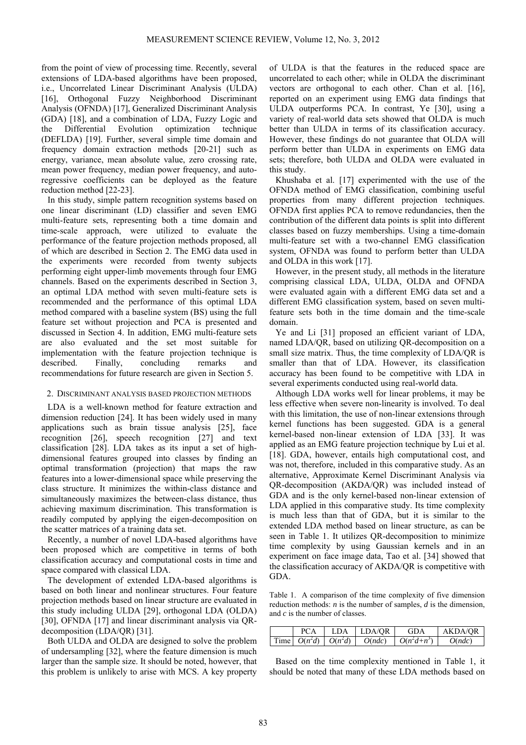from the point of view of processing time. Recently, several extensions of LDA-based algorithms have been proposed, i.e., Uncorrelated Linear Discriminant Analysis (ULDA) [16], Orthogonal Fuzzy Neighborhood Discriminant Analysis (OFNDA) [17], Generalized Discriminant Analysis (GDA) [18], and a combination of LDA, Fuzzy Logic and the Differential Evolution optimization technique (DEFLDA) [19]. Further, several simple time domain and frequency domain extraction methods [20-21] such as energy, variance, mean absolute value, zero crossing rate, mean power frequency, median power frequency, and auto-regressive coefficients can be deployed as the feature reduction method [22-23].

In this study, simple pattern recognition systems based on one linear discriminant (LD) classifier and seven EMG multi-feature sets, representing both a time domain and time-scale approach, were utilized to evaluate the performance of the feature projection methods proposed, all of which are described in Section 2. The EMG data used in the experiments were recorded from twenty subjects performing eight upper-limb movements through four EMG channels. Based on the experiments described in Section 3, an optimal LDA method with seven multi-feature sets is recommended and the performance of this optimal LDA method compared with a baseline system (BS) using the full feature set without projection and PCA is presented and discussed in Section 4. In addition, EMG multi-feature sets are also evaluated and the set most suitable for implementation with the feature projection technique is described. Finally, concluding remarks and recommendations for future research are given in Section 5.

## 2. Discriminant analysis based projection methods

LDA is a well-known method for feature extraction and dimension reduction [24]. It has been widely used in many applications such as brain tissue analysis [25], face recognition [26], speech recognition [27] and text classification [28]. LDA takes as its input a set of high-dimensional features grouped into classes by finding an optimal transformation (projection) that maps the raw features into a lower-dimensional space while preserving the class structure. It minimizes the within-class distance and simultaneously maximizes the between-class distance, thus achieving maximum discrimination. This transformation is readily computed by applying the eigen-decomposition on the scatter matrices of a training data set.

Recently, a number of novel LDA-based algorithms have been proposed which are competitive in terms of both classification accuracy and computational costs in time and space compared with classical LDA.

The development of extended LDA-based algorithms is based on both linear and nonlinear structures. Four feature projection methods based on linear structure are evaluated in this study including ULDA [29], orthogonal LDA (OLDA) [30], OFNDA [17] and linear discriminant analysis via QR-decomposition (LDA/QR) [31].

Both ULDA and OLDA are designed to solve the problem of undersampling [32], where the feature dimension is much larger than the sample size. It should be noted, however, that this problem is unlikely to arise with MCS. A key property of ULDA is that the features in the reduced space are uncorrelated to each other; while in OLDA the discriminant vectors are orthogonal to each other. Chan et al. [16], reported on an experiment using EMG data findings that ULDA outperforms PCA. In contrast, Ye [30], using a variety of real-world data sets showed that OLDA is much better than ULDA in terms of its classification accuracy. However, these findings do not guarantee that OLDA will perform better than ULDA in experiments on EMG data sets; therefore, both ULDA and OLDA were evaluated in this study.

Khushaba et al. [17] experimented with the use of the OFNDA method of EMG classification, combining useful properties from many different projection techniques. OFNDA first applies PCA to remove redundancies, then the contribution of the different data points is split into different classes based on fuzzy memberships. Using a time-domain multi-feature set with a two-channel EMG classification system, OFNDA was found to perform better than ULDA and OLDA in this work [17].

However, in the present study, all methods in the literature comprising classical LDA, ULDA, OLDA and OFNDA were evaluated again with a different EMG data set and a different EMG classification system, based on seven multi-feature sets both in the time domain and the time-scale domain.

Ye and Li [31] proposed an efficient variant of LDA, named LDA/QR, based on utilizing QR-decomposition on a small size matrix. Thus, the time complexity of LDA/QR is smaller than that of LDA. However, its classification accuracy has been found to be competitive with LDA in several experiments conducted using real-world data.

Although LDA works well for linear problems, it may be less effective when severe non-linearity is involved. To deal with this limitation, the use of non-linear extensions through kernel functions has been suggested. GDA is a general kernel-based non-linear extension of LDA [33]. It was applied as an EMG feature projection technique by Lui et al. [18]. GDA, however, entails high computational cost, and was not, therefore, included in this comparative study. As an alternative, Approximate Kernel Discriminant Analysis via QR-decomposition (AKDA/QR) was included instead of GDA and is the only kernel-based non-linear extension of LDA applied in this comparative study. Its time complexity is much less than that of GDA, but it is similar to the extended LDA method based on linear structure, as can be seen in Table 1. It utilizes QR-decomposition to minimize time complexity by using Gaussian kernels and in an experiment on face image data, Tao et al. [34] showed that the classification accuracy of AKDA/QR is competitive with GDA.

Table 1. A comparison of the time complexity of five dimension reduction methods: $n$ is the number of samples, $d$ is the dimension, and $c$ is the number of classes.

| | PCA | LDA | LDA/QR | GDA | AKDA/QR |
|---|---|---|---|---|---|
| Time | $O(n^2d)$ | $O(n^2d)$ | $O(ndc)$ | $O(n^2d+n^3)$ | $O(ndc)$ |

Based on the time complexity mentioned in Table 1, it should be noted that many of these LDA methods based on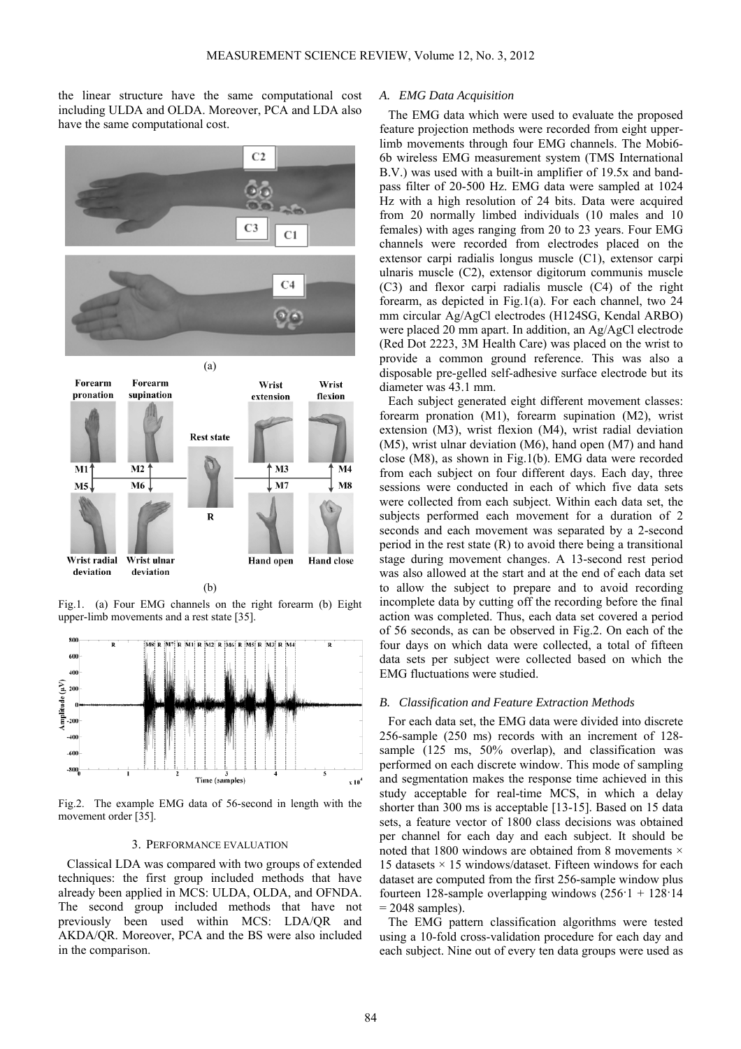the linear structure have the same computational cost including ULDA and OLDA. Moreover, PCA and LDA also have the same computational cost.

Fig.1. (a) Four EMG channels on the right forearm (b) Eight upper-limb movements and a rest state [35].

Fig.2. The example EMG data of 56-second in length with the movement order [35].

## 3. PERFORMANCE EVALUATION

Classical LDA was compared with two groups of extended techniques: the first group included methods that have already been applied in MCS: ULDA, OLDA, and OFNDA. The second group included methods that have not previously been used within MCS: LDA/QR and AKDA/QR. Moreover, PCA and the BS were also included in the comparison.

### *A. EMG Data Acquisition*

The EMG data which were used to evaluate the proposed feature projection methods were recorded from eight upper-limb movements through four EMG channels. The Mobi6-6b wireless EMG measurement system (TMS International B.V.) was used with a built-in amplifier of 19.5x and band-pass filter of 20-500 Hz. EMG data were sampled at 1024 Hz with a high resolution of 24 bits. Data were acquired from 20 normally limbed individuals (10 males and 10 females) with ages ranging from 20 to 23 years. Four EMG channels were recorded from electrodes placed on the extensor carpi radialis longus muscle (C1), extensor carpi ulnaris muscle (C2), extensor digitorum communis muscle (C3) and flexor carpi radialis muscle (C4) of the right forearm, as depicted in Fig.1(a). For each channel, two 24 mm circular Ag/AgCl electrodes (H124SG, Kendal ARBO) were placed 20 mm apart. In addition, an Ag/AgCl electrode (Red Dot 2223, 3M Health Care) was placed on the wrist to provide a common ground reference. This was also a disposable pre-gelled self-adhesive surface electrode but its diameter was 43.1 mm.

Each subject generated eight different movement classes: forearm pronation (M1), forearm supination (M2), wrist extension (M3), wrist flexion (M4), wrist radial deviation (M5), wrist ulnar deviation (M6), hand open (M7) and hand close (M8), as shown in Fig.1(b). EMG data were recorded from each subject on four different days. Each day, three sessions were conducted in each of which five data sets were collected from each subject. Within each data set, the subjects performed each movement for a duration of 2 seconds and each movement was separated by a 2-second period in the rest state (R) to avoid there being a transitional stage during movement changes. A 13-second rest period was also allowed at the start and at the end of each data set to allow the subject to prepare and to avoid recording incomplete data by cutting off the recording before the final action was completed. Thus, each data set covered a period of 56 seconds, as can be observed in Fig.2. On each of the four days on which data were collected, a total of fifteen data sets per subject were collected based on which the EMG fluctuations were studied.

### *B. Classification and Feature Extraction Methods*

For each data set, the EMG data were divided into discrete 256-sample (250 ms) records with an increment of 128-sample (125 ms, 50% overlap), and classification was performed on each discrete window. This mode of sampling and segmentation makes the response time achieved in this study acceptable for real-time MCS, in which a delay shorter than 300 ms is acceptable [13-15]. Based on 15 data sets, a feature vector of 1800 class decisions was obtained per channel for each day and each subject. It should be noted that 1800 windows are obtained from 8 movements × 15 datasets × 15 windows/dataset. Fifteen windows for each dataset are computed from the first 256-sample window plus fourteen 128-sample overlapping windows ($256 \cdot 1 + 128 \cdot 14 = 2048$ samples).

The EMG pattern classification algorithms were tested using a 10-fold cross-validation procedure for each day and each subject. Nine out of every ten data groups were used as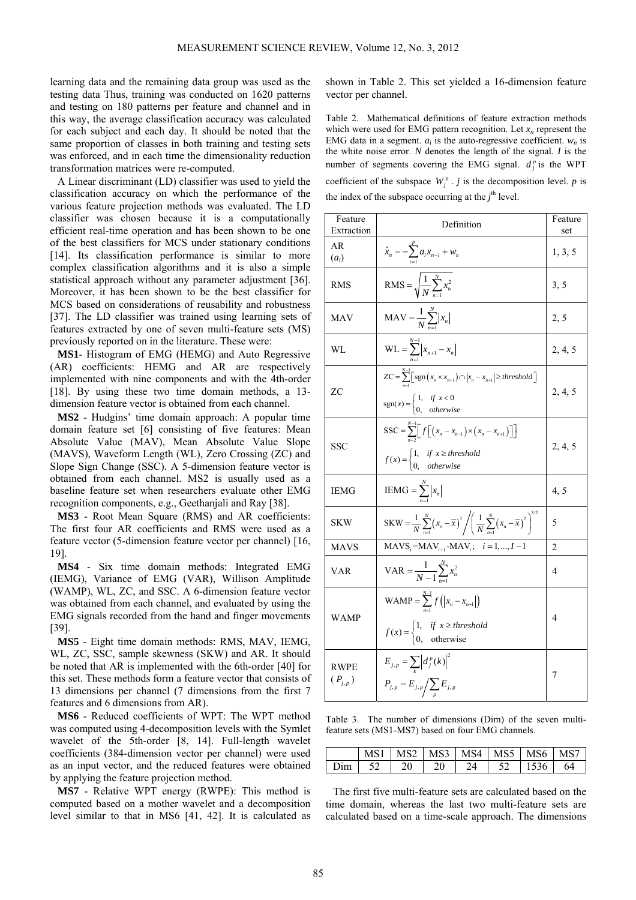learning data and the remaining data group was used as the testing data Thus, training was conducted on 1620 patterns and testing on 180 patterns per feature and channel and in this way, the average classification accuracy was calculated for each subject and each day. It should be noted that the same proportion of classes in both training and testing sets was enforced, and in each time the dimensionality reduction transformation matrices were re-computed.

A Linear discriminant (LD) classifier was used to yield the classification accuracy on which the performance of the various feature projection methods was evaluated. The LD classifier was chosen because it is a computationally efficient real-time operation and has been shown to be one of the best classifiers for MCS under stationary conditions [14]. Its classification performance is similar to more complex classification algorithms and it is also a simple statistical approach without any parameter adjustment [36]. Moreover, it has been shown to be the best classifier for MCS based on considerations of reusability and robustness [37]. The LD classifier was trained using learning sets of features extracted by one of seven multi-feature sets (MS) previously reported on in the literature. These were:

**MS1**- Histogram of EMG (HEMG) and Auto Regressive (AR) coefficients: HEMG and AR are respectively implemented with nine components and with the 4th-order [18]. By using these two time domain methods, a 13-dimension feature vector is obtained from each channel.

**MS2** - Hudgins' time domain approach: A popular time domain feature set [6] consisting of five features: Mean Absolute Value (MAV), Mean Absolute Value Slope (MAVS), Waveform Length (WL), Zero Crossing (ZC) and Slope Sign Change (SSC). A 5-dimension feature vector is obtained from each channel. MS2 is usually used as a baseline feature set when researchers evaluate other EMG recognition components, e.g., Geethanjali and Ray [38].

**MS3** - Root Mean Square (RMS) and AR coefficients: The first four AR coefficients and RMS were used as a feature vector (5-dimension feature vector per channel) [16, 19].

**MS4** - Six time domain methods: Integrated EMG (IEMG), Variance of EMG (VAR), Willison Amplitude (WAMP), WL, ZC, and SSC. A 6-dimension feature vector was obtained from each channel, and evaluated by using the EMG signals recorded from the hand and finger movements [39].

**MS5** - Eight time domain methods: RMS, MAV, IEMG, WL, ZC, SSC, sample skewness (SKW) and AR. It should be noted that AR is implemented with the 6th-order [40] for this set. These methods form a feature vector that consists of 13 dimensions per channel (7 dimensions from the first 7 features and 6 dimensions from AR).

**MS6** - Reduced coefficients of WPT: The WPT method was computed using 4-decomposition levels with the Symlet wavelet of the 5th-order [8, 14]. Full-length wavelet coefficients (384-dimension vector per channel) were used as an input vector, and the reduced features were obtained by applying the feature projection method.

**MS7** - Relative WPT energy (RWPE): This method is computed based on a mother wavelet and a decomposition level similar to that in MS6 [41, 42]. It is calculated as shown in Table 2. This set yielded a 16-dimension feature vector per channel.

Table 2. Mathematical definitions of feature extraction methods which were used for EMG pattern recognition. Let $x_n$ represent the EMG data in a segment. $a_i$ is the auto-regressive coefficient. $w_n$ is the white noise error. $N$ denotes the length of the signal. $I$ is the number of segments covering the EMG signal. $d_j^p$ is the WPT coefficient of the subspace $W_j^p$. $j$ is the decomposition level. $p$ is the index of the subspace occurring at the $j^{\text{th}}$ level.

| Feature Extraction | Definition | Feature set |
|---|---|---|
| AR ($a_i$) | $\hat{x}_n = -\sum_{i=1}^{p} a_i x_{n-i} + w_n$ | 1, 3, 5 |
| RMS | $\text{RMS} = \sqrt{\frac{1}{N}\sum_{n=1}^{N} x_n^2}$ | 3, 5 |
| MAV | $\text{MAV} = \frac{1}{N}\sum_{n=1}^{N} \lvert x_n \rvert$ | 2, 5 |
| WL | $\text{WL} = \sum_{n=1}^{N-1} \lvert x_{n+1} - x_n \rvert$ | 2, 4, 5 |
| ZC | $\text{ZC} = \sum_{n=1}^{N-1}\left[\text{sgn}\left(x_n \times x_{n+1}\right) \cap \lvert x_n - x_{n+1} \rvert \geq threshold\right]$ <br> $\text{sgn}(x) = \begin{cases} 1, & if\ x < 0 \\ 0, & otherwise \end{cases}$ | 2, 4, 5 |
| SSC | $\text{SSC} = \sum_{n=2}^{N-1}\left[f\left[\left(x_n - x_{n-1}\right) \times \left(x_n - x_{n+1}\right)\right]\right]$ <br> $f(x) = \begin{cases} 1, & if\ x \geq threshold \\ 0, & otherwise \end{cases}$ | 2, 4, 5 |
| IEMG | $\text{IEMG} = \sum_{n=1}^{N} \lvert x_n \rvert$ | 4, 5 |
| SKW | $\text{SKW} = \frac{1}{N}\sum_{n=1}^{N}\left(x_n - \bar{x}\right)^3 \Big/ \left(\frac{1}{N}\sum_{n=1}^{N}\left(x_n - \bar{x}\right)^2\right)^{3/2}$ | 5 |
| MAVS | $\text{MAVS}_i = \text{MAV}_{i+1} - \text{MAV}_i; \quad i = 1, ..., I-1$ | 2 |
| VAR | $\text{VAR} = \frac{1}{N-1}\sum_{n=1}^{N} x_n^2$ | 4 |
| WAMP | $\text{WAMP} = \sum_{n=1}^{N-1} f\left(\lvert x_n - x_{n+1} \rvert\right)$ <br> $f(x) = \begin{cases} 1, & if\ x \geq threshold \\ 0, & \text{otherwise} \end{cases}$ | 4 |
| RWPE ($P_{j,p}$) | $E_{j,p} = \sum_k \lvert d_j^p(k) \rvert^2$ <br> $P_{j,p} = E_{j,p} \Big/ \sum_p E_{j,p}$ | 7 |

Table 3. The number of dimensions (Dim) of the seven multi-feature sets (MS1-MS7) based on four EMG channels.

| | MS1 | MS2 | MS3 | MS4 | MS5 | MS6 | MS7 |
|---|---|---|---|---|---|---|---|
| Dim | 52 | 20 | 20 | 24 | 52 | 1536 | 64 |

The first five multi-feature sets are calculated based on the time domain, whereas the last two multi-feature sets are calculated based on a time-scale approach. The dimensions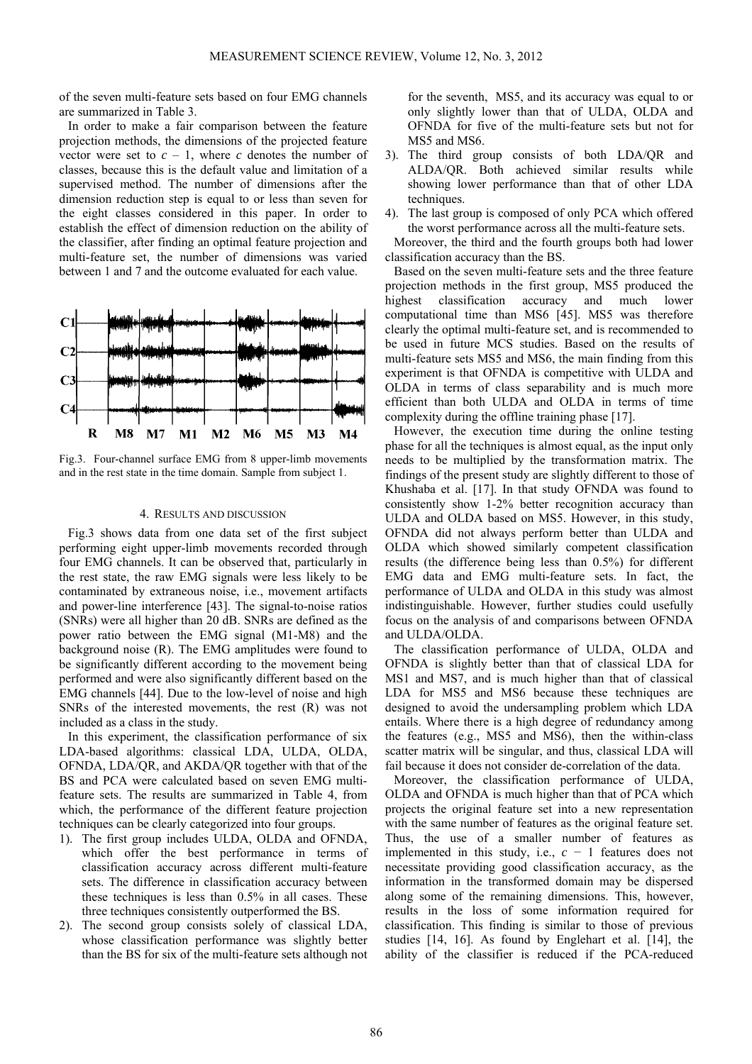of the seven multi-feature sets based on four EMG channels are summarized in Table 3.

In order to make a fair comparison between the feature projection methods, the dimensions of the projected feature vector were set to $c - 1$, where $c$ denotes the number of classes, because this is the default value and limitation of a supervised method. The number of dimensions after the dimension reduction step is equal to or less than seven for the eight classes considered in this paper. In order to establish the effect of dimension reduction on the ability of the classifier, after finding an optimal feature projection and multi-feature set, the number of dimensions was varied between 1 and 7 and the outcome evaluated for each value.

Fig.3. Four-channel surface EMG from 8 upper-limb movements and in the rest state in the time domain. Sample from subject 1.

## 4. RESULTS AND DISCUSSION

Fig.3 shows data from one data set of the first subject performing eight upper-limb movements recorded through four EMG channels. It can be observed that, particularly in the rest state, the raw EMG signals were less likely to be contaminated by extraneous noise, i.e., movement artifacts and power-line interference [43]. The signal-to-noise ratios (SNRs) were all higher than 20 dB. SNRs are defined as the power ratio between the EMG signal (M1-M8) and the background noise (R). The EMG amplitudes were found to be significantly different according to the movement being performed and were also significantly different based on the EMG channels [44]. Due to the low-level of noise and high SNRs of the interested movements, the rest (R) was not included as a class in the study.

In this experiment, the classification performance of six LDA-based algorithms: classical LDA, ULDA, OLDA, OFNDA, LDA/QR, and AKDA/QR together with that of the BS and PCA were calculated based on seven EMG multi-feature sets. The results are summarized in Table 4, from which, the performance of the different feature projection techniques can be clearly categorized into four groups.

1). The first group includes ULDA, OLDA and OFNDA, which offer the best performance in terms of classification accuracy across different multi-feature sets. The difference in classification accuracy between these techniques is less than 0.5% in all cases. These three techniques consistently outperformed the BS.

2). The second group consists solely of classical LDA, whose classification performance was slightly better than the BS for six of the multi-feature sets although not for the seventh, MS5, and its accuracy was equal to or only slightly lower than that of ULDA, OLDA and OFNDA for five of the multi-feature sets but not for MS5 and MS6.

3). The third group consists of both LDA/QR and ALDA/QR. Both achieved similar results while showing lower performance than that of other LDA techniques.

4). The last group is composed of only PCA which offered the worst performance across all the multi-feature sets.

Moreover, the third and the fourth groups both had lower classification accuracy than the BS.

Based on the seven multi-feature sets and the three feature projection methods in the first group, MS5 produced the highest classification accuracy and much lower computational time than MS6 [45]. MS5 was therefore clearly the optimal multi-feature set, and is recommended to be used in future MCS studies. Based on the results of multi-feature sets MS5 and MS6, the main finding from this experiment is that OFNDA is competitive with ULDA and OLDA in terms of class separability and is much more efficient than both ULDA and OLDA in terms of time complexity during the offline training phase [17].

However, the execution time during the online testing phase for all the techniques is almost equal, as the input only needs to be multiplied by the transformation matrix. The findings of the present study are slightly different to those of Khushaba et al. [17]. In that study OFNDA was found to consistently show 1-2% better recognition accuracy than ULDA and OLDA based on MS5. However, in this study, OFNDA did not always perform better than ULDA and OLDA which showed similarly competent classification results (the difference being less than 0.5%) for different EMG data and EMG multi-feature sets. In fact, the performance of ULDA and OLDA in this study was almost indistinguishable. However, further studies could usefully focus on the analysis of and comparisons between OFNDA and ULDA/OLDA.

The classification performance of ULDA, OLDA and OFNDA is slightly better than that of classical LDA for MS1 and MS7, and is much higher than that of classical LDA for MS5 and MS6 because these techniques are designed to avoid the undersampling problem which LDA entails. Where there is a high degree of redundancy among the features (e.g., MS5 and MS6), then the within-class scatter matrix will be singular, and thus, classical LDA will fail because it does not consider de-correlation of the data.

Moreover, the classification performance of ULDA, OLDA and OFNDA is much higher than that of PCA which projects the original feature set into a new representation with the same number of features as the original feature set. Thus, the use of a smaller number of features as implemented in this study, i.e., $c - 1$ features does not necessitate providing good classification accuracy, as the information in the transformed domain may be dispersed along some of the remaining dimensions. This, however, results in the loss of some information required for classification. This finding is similar to those of previous studies [14, 16]. As found by Englehart et al. [14], the ability of the classifier is reduced if the PCA-reduced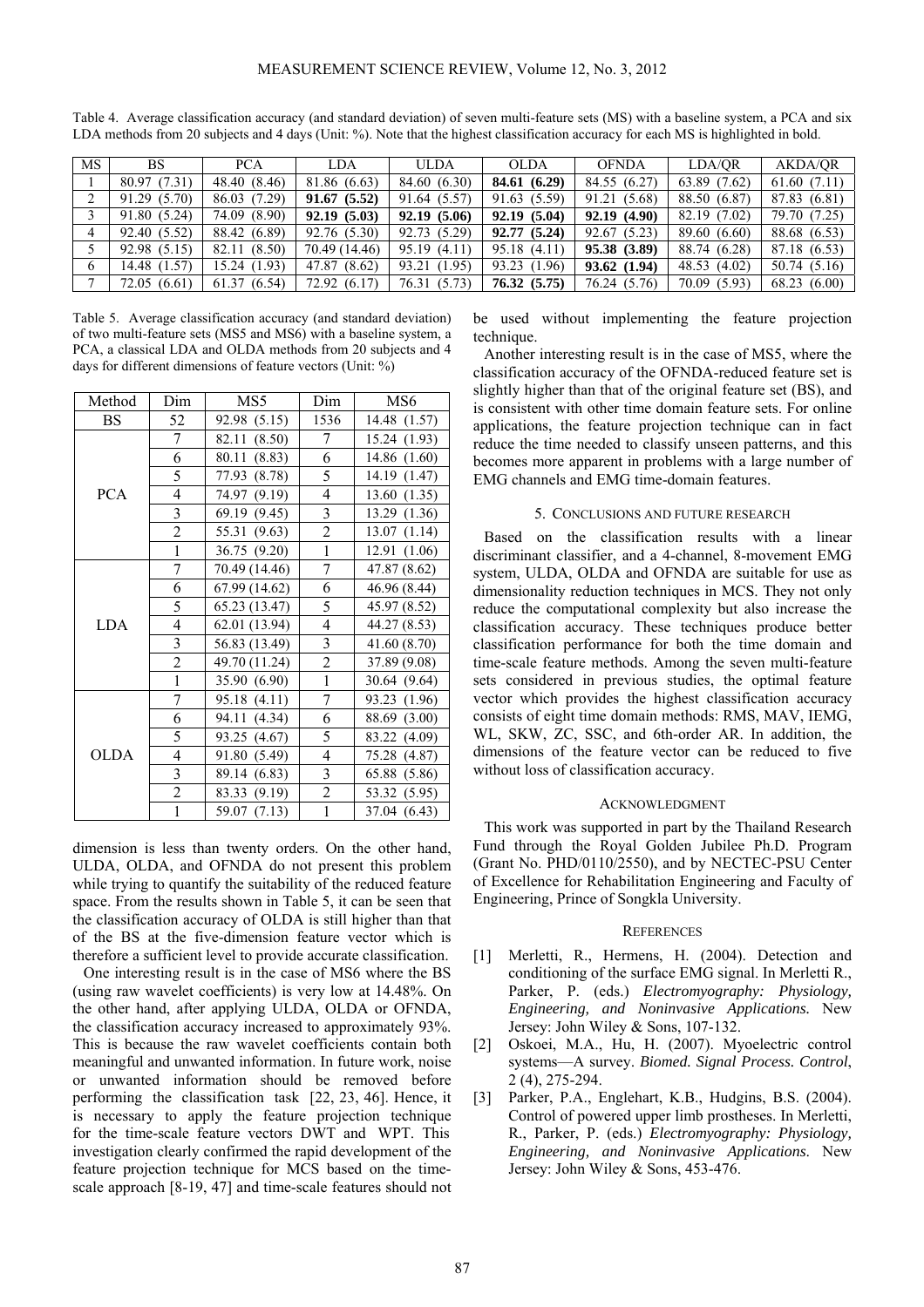Table 4. Average classification accuracy (and standard deviation) of seven multi-feature sets (MS) with a baseline system, a PCA and six LDA methods from 20 subjects and 4 days (Unit: %). Note that the highest classification accuracy for each MS is highlighted in bold.

| MS | BS | PCA | LDA | ULDA | OLDA | OFNDA | LDA/QR | AKDA/QR |
|---|---|---|---|---|---|---|---|---|
| 1 | 80.97 (7.31) | 48.40 (8.46) | 81.86 (6.63) | 84.60 (6.30) | **84.61 (6.29)** | 84.55 (6.27) | 63.89 (7.62) | 61.60 (7.11) |
| 2 | 91.29 (5.70) | 86.03 (7.29) | **91.67 (5.52)** | 91.64 (5.57) | 91.63 (5.59) | 91.21 (5.68) | 88.50 (6.87) | 87.83 (6.81) |
| 3 | 91.80 (5.24) | 74.09 (8.90) | **92.19 (5.03)** | **92.19 (5.06)** | **92.19 (5.04)** | **92.19 (4.90)** | 82.19 (7.02) | 79.70 (7.25) |
| 4 | 92.40 (5.52) | 88.42 (6.89) | 92.76 (5.30) | 92.73 (5.29) | **92.77 (5.24)** | 92.67 (5.23) | 89.60 (6.60) | 88.68 (6.53) |
| 5 | 92.98 (5.15) | 82.11 (8.50) | 70.49 (14.46) | 95.19 (4.11) | 95.18 (4.11) | **95.38 (3.89)** | 88.74 (6.28) | 87.18 (6.53) |
| 6 | 14.48 (1.57) | 15.24 (1.93) | 47.87 (8.62) | 93.21 (1.95) | 93.23 (1.96) | **93.62 (1.94)** | 48.53 (4.02) | 50.74 (5.16) |
| 7 | 72.05 (6.61) | 61.37 (6.54) | 72.92 (6.17) | 76.31 (5.73) | **76.32 (5.75)** | 76.24 (5.76) | 70.09 (5.93) | 68.23 (6.00) |

Table 5. Average classification accuracy (and standard deviation) of two multi-feature sets (MS5 and MS6) with a baseline system, a PCA, a classical LDA and OLDA methods from 20 subjects and 4 days for different dimensions of feature vectors (Unit: %)

| Method | Dim | MS5 | Dim | MS6 |
|---|---|---|---|---|
| BS | 52 | 92.98 (5.15) | 1536 | 14.48 (1.57) |
| PCA | 7 | 82.11 (8.50) | 7 | 15.24 (1.93) |
| | 6 | 80.11 (8.83) | 6 | 14.86 (1.60) |
| | 5 | 77.93 (8.78) | 5 | 14.19 (1.47) |
| | 4 | 74.97 (9.19) | 4 | 13.60 (1.35) |
| | 3 | 69.19 (9.45) | 3 | 13.29 (1.36) |
| | 2 | 55.31 (9.63) | 2 | 13.07 (1.14) |
| | 1 | 36.75 (9.20) | 1 | 12.91 (1.06) |
| LDA | 7 | 70.49 (14.46) | 7 | 47.87 (8.62) |
| | 6 | 67.99 (14.62) | 6 | 46.96 (8.44) |
| | 5 | 65.23 (13.47) | 5 | 45.97 (8.52) |
| | 4 | 62.01 (13.94) | 4 | 44.27 (8.53) |
| | 3 | 56.83 (13.49) | 3 | 41.60 (8.70) |
| | 2 | 49.70 (11.24) | 2 | 37.89 (9.08) |
| | 1 | 35.90 (6.90) | 1 | 30.64 (9.64) |
| OLDA | 7 | 95.18 (4.11) | 7 | 93.23 (1.96) |
| | 6 | 94.11 (4.34) | 6 | 88.69 (3.00) |
| | 5 | 93.25 (4.67) | 5 | 83.22 (4.09) |
| | 4 | 91.80 (5.49) | 4 | 75.28 (4.87) |
| | 3 | 89.14 (6.83) | 3 | 65.88 (5.86) |
| | 2 | 83.33 (9.19) | 2 | 53.32 (5.95) |
| | 1 | 59.07 (7.13) | 1 | 37.04 (6.43) |

dimension is less than twenty orders. On the other hand, ULDA, OLDA, and OFNDA do not present this problem while trying to quantify the suitability of the reduced feature space. From the results shown in Table 5, it can be seen that the classification accuracy of OLDA is still higher than that of the BS at the five-dimension feature vector which is therefore a sufficient level to provide accurate classification.

One interesting result is in the case of MS6 where the BS (using raw wavelet coefficients) is very low at 14.48%. On the other hand, after applying ULDA, OLDA or OFNDA, the classification accuracy increased to approximately 93%. This is because the raw wavelet coefficients contain both meaningful and unwanted information. In future work, noise or unwanted information should be removed before performing the classification task [22, 23, 46]. Hence, it is necessary to apply the feature projection technique for the time-scale feature vectors DWT and WPT. This investigation clearly confirmed the rapid development of the feature projection technique for MCS based on the time-scale approach [8-19, 47] and time-scale features should not be used without implementing the feature projection technique.

Another interesting result is in the case of MS5, where the classification accuracy of the OFNDA-reduced feature set is slightly higher than that of the original feature set (BS), and is consistent with other time domain feature sets. For online applications, the feature projection technique can in fact reduce the time needed to classify unseen patterns, and this becomes more apparent in problems with a large number of EMG channels and EMG time-domain features.

## 5. CONCLUSIONS AND FUTURE RESEARCH

Based on the classification results with a linear discriminant classifier, and a 4-channel, 8-movement EMG system, ULDA, OLDA and OFNDA are suitable for use as dimensionality reduction techniques in MCS. They not only reduce the computational complexity but also increase the classification accuracy. These techniques produce better classification performance for both the time domain and time-scale feature methods. Among the seven multi-feature sets considered in previous studies, the optimal feature vector which provides the highest classification accuracy consists of eight time domain methods: RMS, MAV, IEMG, WL, SKW, ZC, SSC, and 6th-order AR. In addition, the dimensions of the feature vector can be reduced to five without loss of classification accuracy.

## ACKNOWLEDGMENT

This work was supported in part by the Thailand Research Fund through the Royal Golden Jubilee Ph.D. Program (Grant No. PHD/0110/2550), and by NECTEC-PSU Center of Excellence for Rehabilitation Engineering and Faculty of Engineering, Prince of Songkla University.

## REFERENCES

[1] Merletti, R., Hermens, H. (2004). Detection and conditioning of the surface EMG signal. In Merletti R., Parker, P. (eds.) *Electromyography: Physiology, Engineering, and Noninvasive Applications.* New Jersey: John Wiley & Sons, 107-132.

[2] Oskoei, M.A., Hu, H. (2007). Myoelectric control systems—A survey. *Biomed. Signal Process. Control*, 2 (4), 275-294.

[3] Parker, P.A., Englehart, K.B., Hudgins, B.S. (2004). Control of powered upper limb prostheses. In Merletti, R., Parker, P. (eds.) *Electromyography: Physiology, Engineering, and Noninvasive Applications*. New Jersey: John Wiley & Sons, 453-476.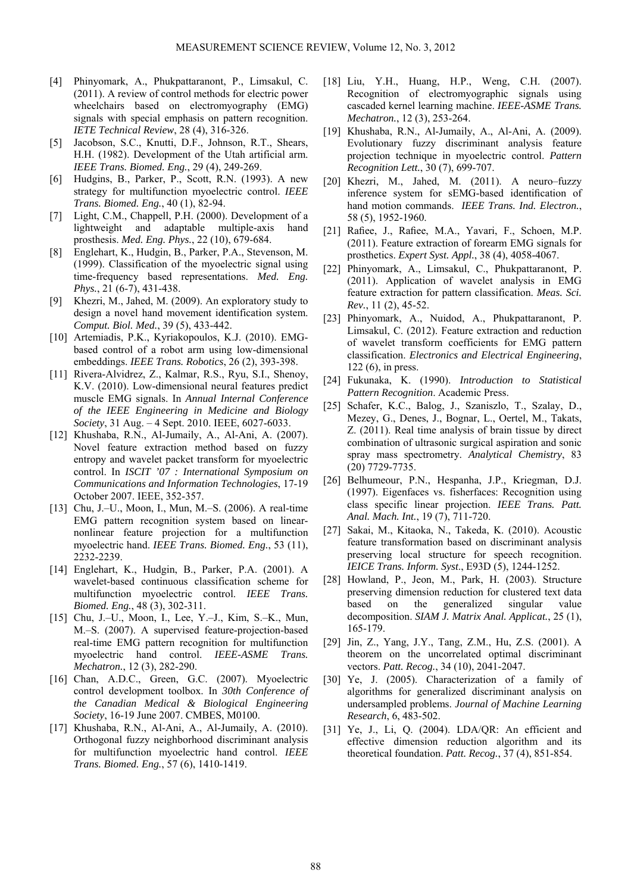[4] Phinyomark, A., Phukpattaranont, P., Limsakul, C. (2011). A review of control methods for electric power wheelchairs based on electromyography (EMG) signals with special emphasis on pattern recognition. *IETE Technical Review*, 28 (4), 316-326.

[5] Jacobson, S.C., Knutti, D.F., Johnson, R.T., Shears, H.H. (1982). Development of the Utah artificial arm. *IEEE Trans. Biomed. Eng.*, 29 (4), 249-269.

[6] Hudgins, B., Parker, P., Scott, R.N. (1993). A new strategy for multifunction myoelectric control. *IEEE Trans. Biomed. Eng.*, 40 (1), 82-94.

[7] Light, C.M., Chappell, P.H. (2000). Development of a lightweight and adaptable multiple-axis hand prosthesis. *Med. Eng. Phys.*, 22 (10), 679-684.

[8] Englehart, K., Hudgin, B., Parker, P.A., Stevenson, M. (1999). Classification of the myoelectric signal using time-frequency based representations. *Med. Eng. Phys.*, 21 (6-7), 431-438.

[9] Khezri, M., Jahed, M. (2009). An exploratory study to design a novel hand movement identification system. *Comput. Biol. Med.*, 39 (5), 433-442.

[10] Artemiadis, P.K., Kyriakopoulos, K.J. (2010). EMG-based control of a robot arm using low-dimensional embeddings. *IEEE Trans. Robotics*, 26 (2), 393-398.

[11] Rivera-Alvidrez, Z., Kalmar, R.S., Ryu, S.I., Shenoy, K.V. (2010). Low-dimensional neural features predict muscle EMG signals. In *Annual Internal Conference of the IEEE Engineering in Medicine and Biology Society*, 31 Aug. – 4 Sept. 2010. IEEE, 6027-6033.

[12] Khushaba, R.N., Al-Jumaily, A., Al-Ani, A. (2007). Novel feature extraction method based on fuzzy entropy and wavelet packet transform for myoelectric control. In *ISCIT '07 : International Symposium on Communications and Information Technologies*, 17-19 October 2007. IEEE, 352-357.

[13] Chu, J.–U., Moon, I., Mun, M.–S. (2006). A real-time EMG pattern recognition system based on linear-nonlinear feature projection for a multifunction myoelectric hand. *IEEE Trans. Biomed. Eng.*, 53 (11), 2232-2239.

[14] Englehart, K., Hudgin, B., Parker, P.A. (2001). A wavelet-based continuous classification scheme for multifunction myoelectric control. *IEEE Trans. Biomed. Eng.*, 48 (3), 302-311.

[15] Chu, J.–U., Moon, I., Lee, Y.–J., Kim, S.–K., Mun, M.–S. (2007). A supervised feature-projection-based real-time EMG pattern recognition for multifunction myoelectric hand control. *IEEE-ASME Trans. Mechatron.*, 12 (3), 282-290.

[16] Chan, A.D.C., Green, G.C. (2007). Myoelectric control development toolbox. In *30th Conference of the Canadian Medical & Biological Engineering Society*, 16-19 June 2007. CMBES, M0100.

[17] Khushaba, R.N., Al-Ani, A., Al-Jumaily, A. (2010). Orthogonal fuzzy neighborhood discriminant analysis for multifunction myoelectric hand control. *IEEE Trans. Biomed. Eng.*, 57 (6), 1410-1419.

[18] Liu, Y.H., Huang, H.P., Weng, C.H. (2007). Recognition of electromyographic signals using cascaded kernel learning machine. *IEEE-ASME Trans. Mechatron.*, 12 (3), 253-264.

[19] Khushaba, R.N., Al-Jumaily, A., Al-Ani, A. (2009). Evolutionary fuzzy discriminant analysis feature projection technique in myoelectric control. *Pattern Recognition Lett.*, 30 (7), 699-707.

[20] Khezri, M., Jahed, M. (2011). A neuro–fuzzy inference system for sEMG-based identification of hand motion commands. *IEEE Trans. Ind. Electron.*, 58 (5), 1952-1960.

[21] Rafiee, J., Rafiee, M.A., Yavari, F., Schoen, M.P. (2011). Feature extraction of forearm EMG signals for prosthetics. *Expert Syst. Appl.*, 38 (4), 4058-4067.

[22] Phinyomark, A., Limsakul, C., Phukpattaranont, P. (2011). Application of wavelet analysis in EMG feature extraction for pattern classification. *Meas. Sci. Rev.*, 11 (2), 45-52.

[23] Phinyomark, A., Nuidod, A., Phukpattaranont, P. Limsakul, C. (2012). Feature extraction and reduction of wavelet transform coefficients for EMG pattern classification. *Electronics and Electrical Engineering*, 122 (6), in press.

[24] Fukunaka, K. (1990). *Introduction to Statistical Pattern Recognition*. Academic Press.

[25] Schafer, K.C., Balog, J., Szaniszlo, T., Szalay, D., Mezey, G., Denes, J., Bognar, L., Oertel, M., Takats, Z. (2011). Real time analysis of brain tissue by direct combination of ultrasonic surgical aspiration and sonic spray mass spectrometry. *Analytical Chemistry*, 83 (20) 7729-7735.

[26] Belhumeour, P.N., Hespanha, J.P., Kriegman, D.J. (1997). Eigenfaces vs. fisherfaces: Recognition using class specific linear projection. *IEEE Trans. Patt. Anal. Mach. Int.*, 19 (7), 711-720.

[27] Sakai, M., Kitaoka, N., Takeda, K. (2010). Acoustic feature transformation based on discriminant analysis preserving local structure for speech recognition. *IEICE Trans. Inform. Syst.*, E93D (5), 1244-1252.

[28] Howland, P., Jeon, M., Park, H. (2003). Structure preserving dimension reduction for clustered text data based on the generalized singular value decomposition. *SIAM J. Matrix Anal. Applicat.*, 25 (1), 165-179.

[29] Jin, Z., Yang, J.Y., Tang, Z.M., Hu, Z.S. (2001). A theorem on the uncorrelated optimal discriminant vectors. *Patt. Recog.*, 34 (10), 2041-2047.

[30] Ye, J. (2005). Characterization of a family of algorithms for generalized discriminant analysis on undersampled problems. *Journal of Machine Learning Research*, 6, 483-502.

[31] Ye, J., Li, Q. (2004). LDA/QR: An efficient and effective dimension reduction algorithm and its theoretical foundation. *Patt. Recog.*, 37 (4), 851-854.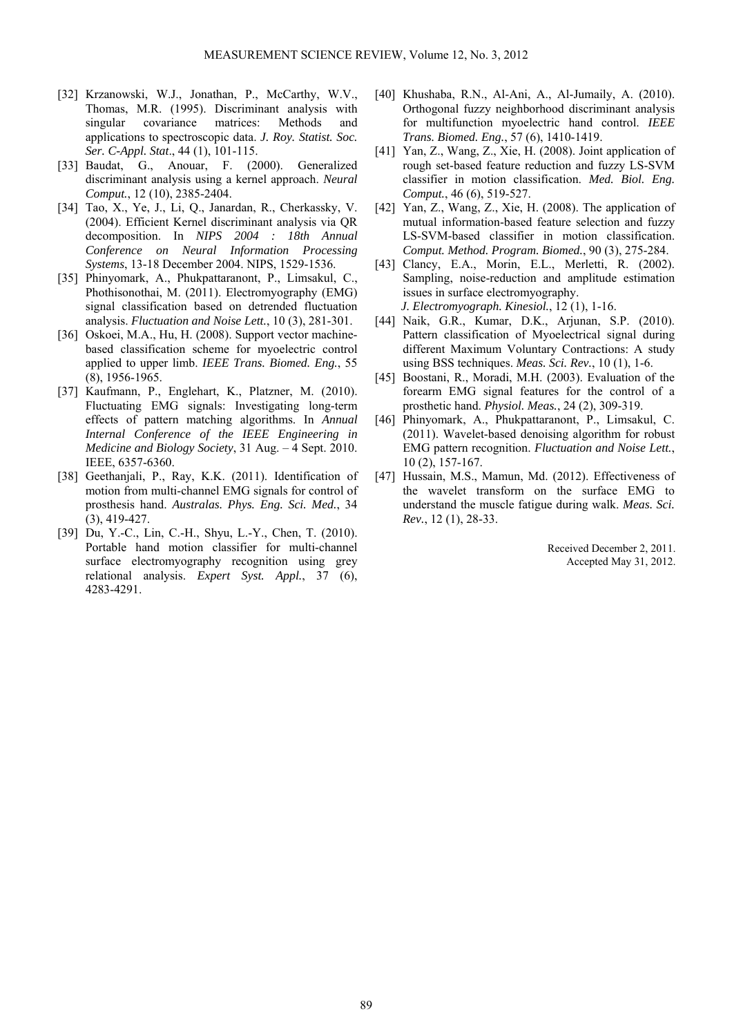[32] Krzanowski, W.J., Jonathan, P., McCarthy, W.V., Thomas, M.R. (1995). Discriminant analysis with singular covariance matrices: Methods and applications to spectroscopic data. *J. Roy. Statist. Soc. Ser. C-Appl. Stat*., 44 (1), 101-115.

[33] Baudat, G., Anouar, F. (2000). Generalized discriminant analysis using a kernel approach. *Neural Comput.*, 12 (10), 2385-2404.

[34] Tao, X., Ye, J., Li, Q., Janardan, R., Cherkassky, V. (2004). Efficient Kernel discriminant analysis via QR decomposition. In *NIPS 2004 : 18th Annual Conference on Neural Information Processing Systems*, 13-18 December 2004. NIPS, 1529-1536.

[35] Phinyomark, A., Phukpattaranont, P., Limsakul, C., Phothisonothai, M. (2011). Electromyography (EMG) signal classification based on detrended fluctuation analysis. *Fluctuation and Noise Lett.*, 10 (3), 281-301.

[36] Oskoei, M.A., Hu, H. (2008). Support vector machine-based classification scheme for myoelectric control applied to upper limb. *IEEE Trans. Biomed. Eng.*, 55 (8), 1956-1965.

[37] Kaufmann, P., Englehart, K., Platzner, M. (2010). Fluctuating EMG signals: Investigating long-term effects of pattern matching algorithms. In *Annual Internal Conference of the IEEE Engineering in Medicine and Biology Society*, 31 Aug. – 4 Sept. 2010. IEEE, 6357-6360.

[38] Geethanjali, P., Ray, K.K. (2011). Identification of motion from multi-channel EMG signals for control of prosthesis hand. *Australas. Phys. Eng. Sci. Med.*, 34 (3), 419-427.

[39] Du, Y.-C., Lin, C.-H., Shyu, L.-Y., Chen, T. (2010). Portable hand motion classifier for multi-channel surface electromyography recognition using grey relational analysis. *Expert Syst. Appl.*, 37 (6), 4283-4291.

[40] Khushaba, R.N., Al-Ani, A., Al-Jumaily, A. (2010). Orthogonal fuzzy neighborhood discriminant analysis for multifunction myoelectric hand control. *IEEE Trans. Biomed. Eng.*, 57 (6), 1410-1419.

[41] Yan, Z., Wang, Z., Xie, H. (2008). Joint application of rough set-based feature reduction and fuzzy LS-SVM classifier in motion classification. *Med. Biol. Eng. Comput.*, 46 (6), 519-527.

[42] Yan, Z., Wang, Z., Xie, H. (2008). The application of mutual information-based feature selection and fuzzy LS-SVM-based classifier in motion classification. *Comput. Method. Program. Biomed.*, 90 (3), 275-284.

[43] Clancy, E.A., Morin, E.L., Merletti, R. (2002). Sampling, noise-reduction and amplitude estimation issues in surface electromyography. *J. Electromyograph. Kinesiol.*, 12 (1), 1-16.

[44] Naik, G.R., Kumar, D.K., Arjunan, S.P. (2010). Pattern classification of Myoelectrical signal during different Maximum Voluntary Contractions: A study using BSS techniques. *Meas. Sci. Rev.*, 10 (1), 1-6.

[45] Boostani, R., Moradi, M.H. (2003). Evaluation of the forearm EMG signal features for the control of a prosthetic hand. *Physiol. Meas.*, 24 (2), 309-319.

[46] Phinyomark, A., Phukpattaranont, P., Limsakul, C. (2011). Wavelet-based denoising algorithm for robust EMG pattern recognition. *Fluctuation and Noise Lett.*, 10 (2), 157-167.

[47] Hussain, M.S., Mamun, Md. (2012). Effectiveness of the wavelet transform on the surface EMG to understand the muscle fatigue during walk. *Meas. Sci. Rev.*, 12 (1), 28-33.

Received December 2, 2011.
Accepted May 31, 2012.